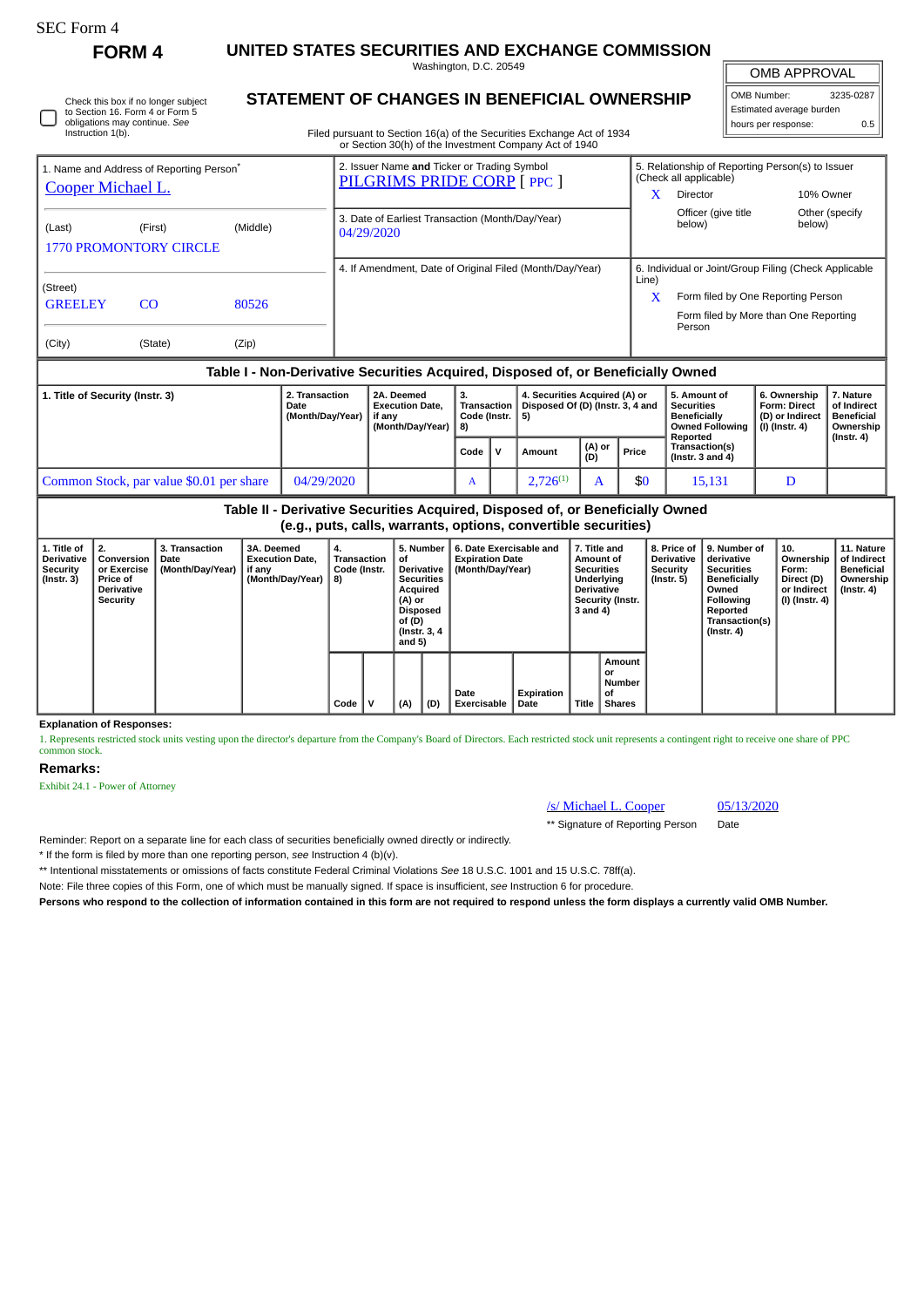SEC Form 4

# FORM 4

## UNITED STATES SECURITIES AND EXCHANGE COMMISSION

Washington, D.C. 20549

## STATEMENT OF CHANGES IN BENEFICIAL OWNERSHIP

Filed pursuant to Section 16(a) of the Securities Exchange Act of 1934 or Section 30(h) of the Investment Company Act of 1940

| OMB APPROVAL | |
|---|---|
| OMB Number: | 3235-0287 |
| Estimated average burden | |
| hours per response: | 0.5 |

☐ Check this box if no longer subject to Section 16. Form 4 or Form 5 obligations may continue. *See* Instruction 1(b).

| 1. Name and Address of Reporting Person* | 2. Issuer Name **and** Ticker or Trading Symbol | 5. Relationship of Reporting Person(s) to Issuer (Check all applicable) |
|---|---|---|
| Cooper Michael L. | PILGRIMS PRIDE CORP [ PPC ] | X Director; 10% Owner; Officer (give title below); Other (specify below) |
| (Last) (First) (Middle) 1770 PROMONTORY CIRCLE | 3. Date of Earliest Transaction (Month/Day/Year) 04/29/2020 | |
| (Street) GREELEY CO 80526 (City) (State) (Zip) | 4. If Amendment, Date of Original Filed (Month/Day/Year) | 6. Individual or Joint/Group Filing (Check Applicable Line) X Form filed by One Reporting Person; Form filed by More than One Reporting Person |

### Table I - Non-Derivative Securities Acquired, Disposed of, or Beneficially Owned

| 1. Title of Security (Instr. 3) | 2. Transaction Date (Month/Day/Year) | 2A. Deemed Execution Date, if any (Month/Day/Year) | 3. Transaction Code (Instr. 8) Code | V | 4. Securities Acquired (A) or Disposed Of (D) (Instr. 3, 4 and 5) Amount | (A) or (D) | Price | 5. Amount of Securities Beneficially Owned Following Reported Transaction(s) (Instr. 3 and 4) | 6. Ownership Form: Direct (D) or Indirect (I) (Instr. 4) | 7. Nature of Indirect Beneficial Ownership (Instr. 4) |
|---|---|---|---|---|---|---|---|---|---|---|
| Common Stock, par value $0.01 per share | 04/29/2020 | | A | | 2,726[(1)] | A | $0 | 15,131 | D | |

### Table II - Derivative Securities Acquired, Disposed of, or Beneficially Owned (e.g., puts, calls, warrants, options, convertible securities)

| 1. Title of Derivative Security (Instr. 3) | 2. Conversion or Exercise Price of Derivative Security | 3. Transaction Date (Month/Day/Year) | 3A. Deemed Execution Date, if any (Month/Day/Year) | 4. Transaction Code (Instr. 8) Code | V | 5. Number of Derivative Securities Acquired (A) or Disposed of (D) (Instr. 3, 4 and 5) (A) | (D) | 6. Date Exercisable and Expiration Date (Month/Day/Year) Date Exercisable | Expiration Date | 7. Title and Amount of Securities Underlying Derivative Security (Instr. 3 and 4) Title | Amount or Number of Shares | 8. Price of Derivative Security (Instr. 5) | 9. Number of derivative Securities Beneficially Owned Following Reported Transaction(s) (Instr. 4) | 10. Ownership Form: Direct (D) or Indirect (I) (Instr. 4) | 11. Nature of Indirect Beneficial Ownership (Instr. 4) |
|---|---|---|---|---|---|---|---|---|---|---|---|---|---|---|---|

**Explanation of Responses:**

1. Represents restricted stock units vesting upon the director's departure from the Company's Board of Directors. Each restricted stock unit represents a contingent right to receive one share of PPC common stock.

**Remarks:**

Exhibit 24.1 - Power of Attorney

/s/ Michael L. Cooper 05/13/2020

** Signature of Reporting Person Date

Reminder: Report on a separate line for each class of securities beneficially owned directly or indirectly.

* If the form is filed by more than one reporting person, *see* Instruction 4 (b)(v).

** Intentional misstatements or omissions of facts constitute Federal Criminal Violations *See* 18 U.S.C. 1001 and 15 U.S.C. 78ff(a).

Note: File three copies of this Form, one of which must be manually signed. If space is insufficient, *see* Instruction 6 for procedure.

**Persons who respond to the collection of information contained in this form are not required to respond unless the form displays a currently valid OMB Number.**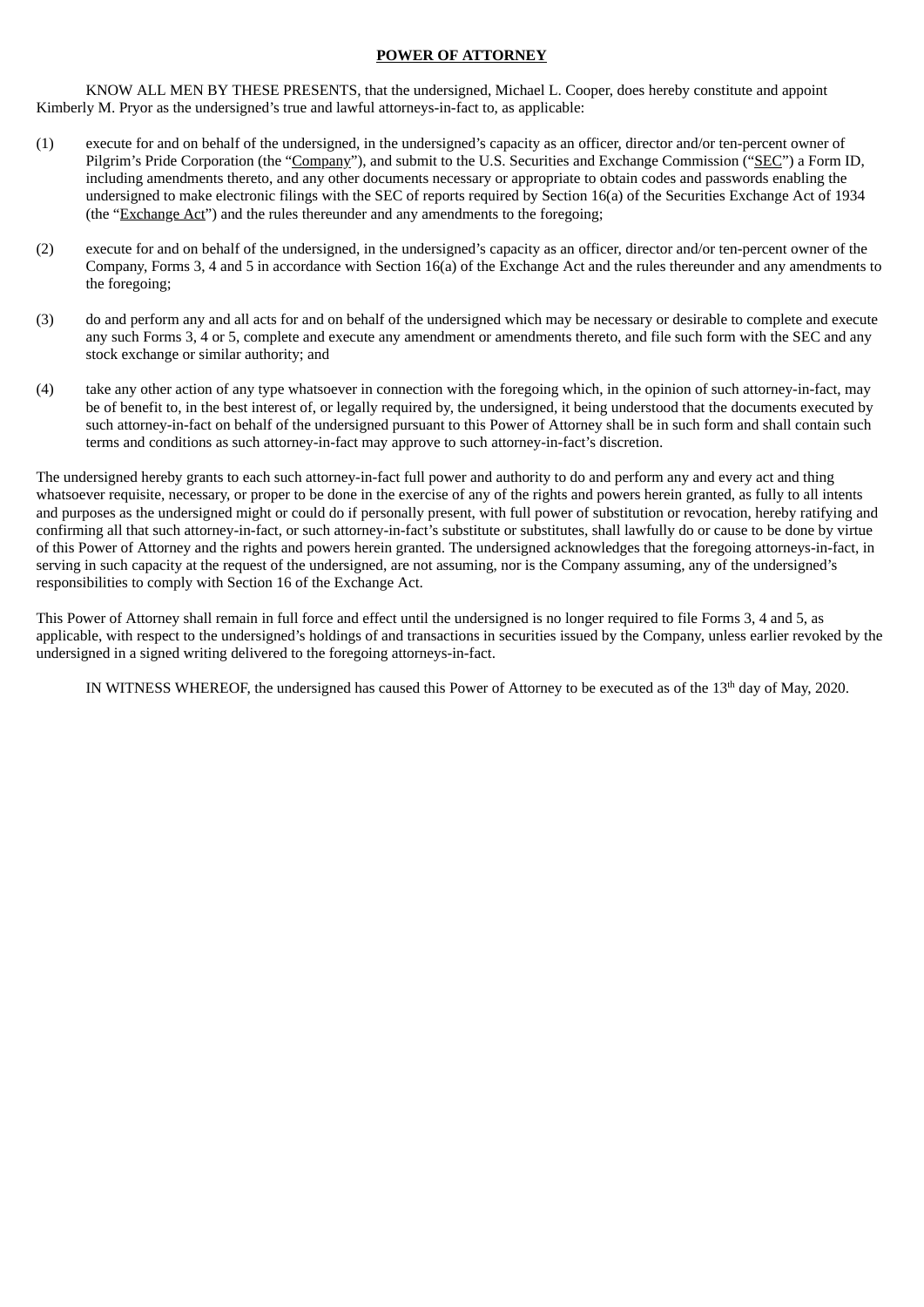**POWER OF ATTORNEY**

KNOW ALL MEN BY THESE PRESENTS, that the undersigned, Michael L. Cooper, does hereby constitute and appoint Kimberly M. Pryor as the undersigned's true and lawful attorneys-in-fact to, as applicable:

(1) execute for and on behalf of the undersigned, in the undersigned's capacity as an officer, director and/or ten-percent owner of Pilgrim's Pride Corporation (the "Company"), and submit to the U.S. Securities and Exchange Commission ("SEC") a Form ID, including amendments thereto, and any other documents necessary or appropriate to obtain codes and passwords enabling the undersigned to make electronic filings with the SEC of reports required by Section 16(a) of the Securities Exchange Act of 1934 (the "Exchange Act") and the rules thereunder and any amendments to the foregoing;

(2) execute for and on behalf of the undersigned, in the undersigned's capacity as an officer, director and/or ten-percent owner of the Company, Forms 3, 4 and 5 in accordance with Section 16(a) of the Exchange Act and the rules thereunder and any amendments to the foregoing;

(3) do and perform any and all acts for and on behalf of the undersigned which may be necessary or desirable to complete and execute any such Forms 3, 4 or 5, complete and execute any amendment or amendments thereto, and file such form with the SEC and any stock exchange or similar authority; and

(4) take any other action of any type whatsoever in connection with the foregoing which, in the opinion of such attorney-in-fact, may be of benefit to, in the best interest of, or legally required by, the undersigned, it being understood that the documents executed by such attorney-in-fact on behalf of the undersigned pursuant to this Power of Attorney shall be in such form and shall contain such terms and conditions as such attorney-in-fact may approve to such attorney-in-fact's discretion.

The undersigned hereby grants to each such attorney-in-fact full power and authority to do and perform any and every act and thing whatsoever requisite, necessary, or proper to be done in the exercise of any of the rights and powers herein granted, as fully to all intents and purposes as the undersigned might or could do if personally present, with full power of substitution or revocation, hereby ratifying and confirming all that such attorney-in-fact, or such attorney-in-fact's substitute or substitutes, shall lawfully do or cause to be done by virtue of this Power of Attorney and the rights and powers herein granted. The undersigned acknowledges that the foregoing attorneys-in-fact, in serving in such capacity at the request of the undersigned, are not assuming, nor is the Company assuming, any of the undersigned's responsibilities to comply with Section 16 of the Exchange Act.

This Power of Attorney shall remain in full force and effect until the undersigned is no longer required to file Forms 3, 4 and 5, as applicable, with respect to the undersigned's holdings of and transactions in securities issued by the Company, unless earlier revoked by the undersigned in a signed writing delivered to the foregoing attorneys-in-fact.

IN WITNESS WHEREOF, the undersigned has caused this Power of Attorney to be executed as of the 13th day of May, 2020.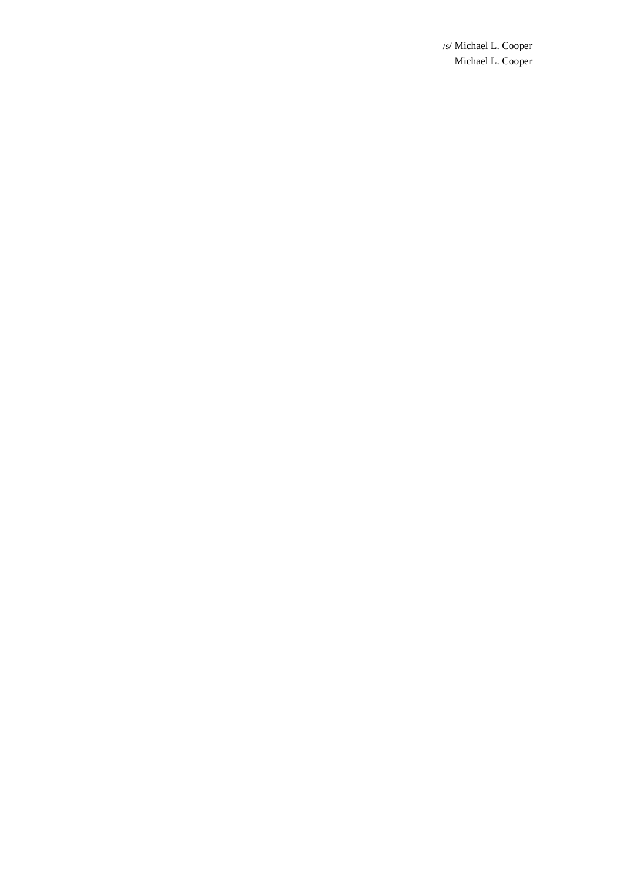/s/ Michael L. Cooper

Michael L. Cooper